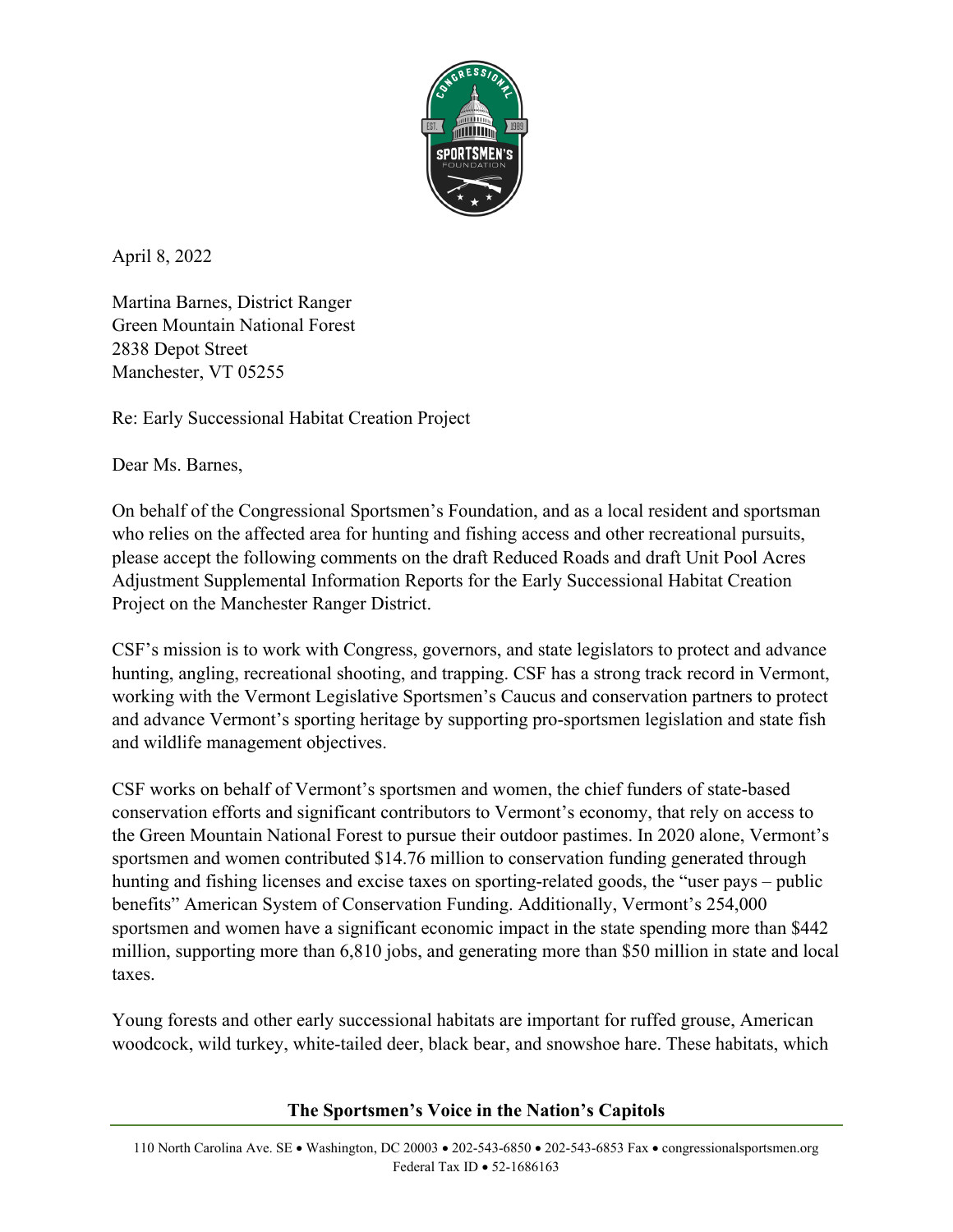April 8, 2022

Martina Barnes, District Ranger
Green Mountain National Forest
2838 Depot Street
Manchester, VT 05255

Re: Early Successional Habitat Creation Project

Dear Ms. Barnes,

On behalf of the Congressional Sportsmen's Foundation, and as a local resident and sportsman who relies on the affected area for hunting and fishing access and other recreational pursuits, please accept the following comments on the draft Reduced Roads and draft Unit Pool Acres Adjustment Supplemental Information Reports for the Early Successional Habitat Creation Project on the Manchester Ranger District.

CSF's mission is to work with Congress, governors, and state legislators to protect and advance hunting, angling, recreational shooting, and trapping. CSF has a strong track record in Vermont, working with the Vermont Legislative Sportsmen's Caucus and conservation partners to protect and advance Vermont's sporting heritage by supporting pro-sportsmen legislation and state fish and wildlife management objectives.

CSF works on behalf of Vermont's sportsmen and women, the chief funders of state-based conservation efforts and significant contributors to Vermont's economy, that rely on access to the Green Mountain National Forest to pursue their outdoor pastimes. In 2020 alone, Vermont's sportsmen and women contributed $14.76 million to conservation funding generated through hunting and fishing licenses and excise taxes on sporting-related goods, the "user pays – public benefits" American System of Conservation Funding. Additionally, Vermont's 254,000 sportsmen and women have a significant economic impact in the state spending more than $442 million, supporting more than 6,810 jobs, and generating more than $50 million in state and local taxes.

Young forests and other early successional habitats are important for ruffed grouse, American woodcock, wild turkey, white-tailed deer, black bear, and snowshoe hare. These habitats, which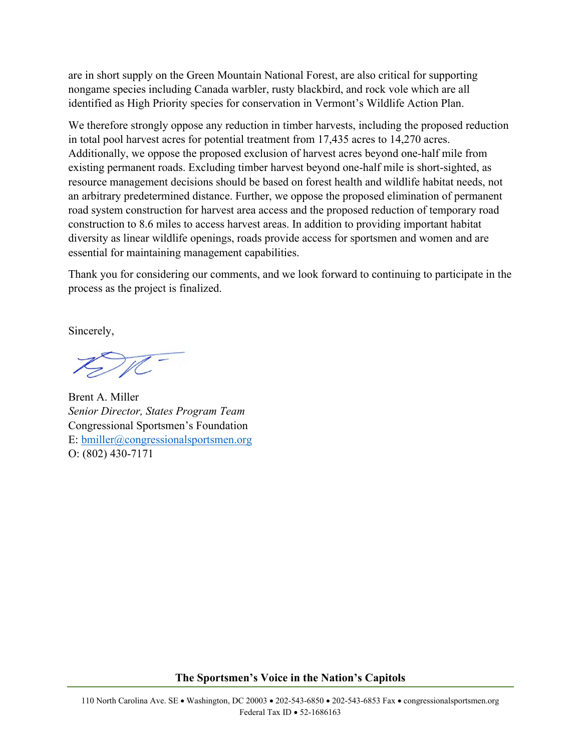are in short supply on the Green Mountain National Forest, are also critical for supporting nongame species including Canada warbler, rusty blackbird, and rock vole which are all identified as High Priority species for conservation in Vermont's Wildlife Action Plan.

We therefore strongly oppose any reduction in timber harvests, including the proposed reduction in total pool harvest acres for potential treatment from 17,435 acres to 14,270 acres. Additionally, we oppose the proposed exclusion of harvest acres beyond one-half mile from existing permanent roads. Excluding timber harvest beyond one-half mile is short-sighted, as resource management decisions should be based on forest health and wildlife habitat needs, not an arbitrary predetermined distance. Further, we oppose the proposed elimination of permanent road system construction for harvest area access and the proposed reduction of temporary road construction to 8.6 miles to access harvest areas. In addition to providing important habitat diversity as linear wildlife openings, roads provide access for sportsmen and women and are essential for maintaining management capabilities.

Thank you for considering our comments, and we look forward to continuing to participate in the process as the project is finalized.

Sincerely,

Brent A. Miller
*Senior Director, States Program Team*
Congressional Sportsmen's Foundation
E: bmiller@congressionalsportsmen.org
O: (802) 430-7171

**The Sportsmen's Voice in the Nation's Capitols**

110 North Carolina Ave. SE • Washington, DC 20003 • 202-543-6850 • 202-543-6853 Fax • congressionalsportsmen.org
Federal Tax ID • 52-1686163